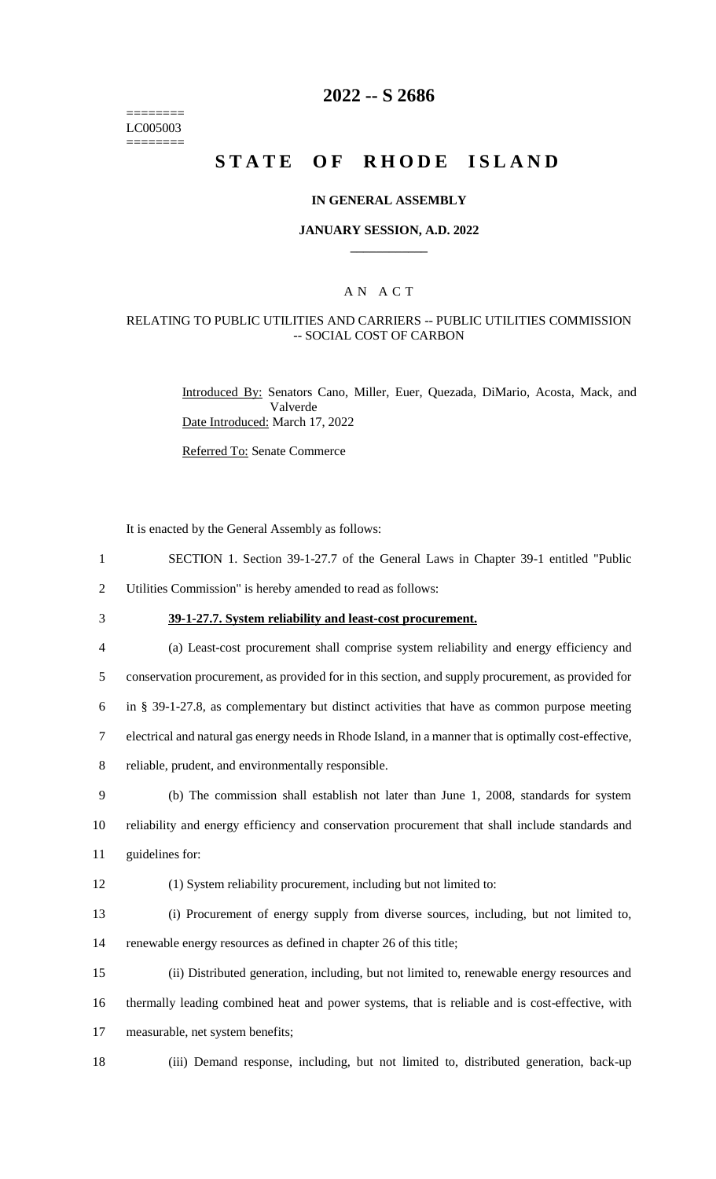========
LC005003
========

# 2022 -- S 2686

# STATE OF RHODE ISLAND

## IN GENERAL ASSEMBLY

### JANUARY SESSION, A.D. 2022

## A N A C T

### RELATING TO PUBLIC UTILITIES AND CARRIERS -- PUBLIC UTILITIES COMMISSION -- SOCIAL COST OF CARBON

Introduced By: Senators Cano, Miller, Euer, Quezada, DiMario, Acosta, Mack, and Valverde

Date Introduced: March 17, 2022

Referred To: Senate Commerce

It is enacted by the General Assembly as follows:

SECTION 1. Section 39-1-27.7 of the General Laws in Chapter 39-1 entitled "Public Utilities Commission" is hereby amended to read as follows:

**39-1-27.7. System reliability and least-cost procurement.**

(a) Least-cost procurement shall comprise system reliability and energy efficiency and conservation procurement, as provided for in this section, and supply procurement, as provided for in § 39-1-27.8, as complementary but distinct activities that have as common purpose meeting electrical and natural gas energy needs in Rhode Island, in a manner that is optimally cost-effective, reliable, prudent, and environmentally responsible.

(b) The commission shall establish not later than June 1, 2008, standards for system reliability and energy efficiency and conservation procurement that shall include standards and guidelines for:

(1) System reliability procurement, including but not limited to:

(i) Procurement of energy supply from diverse sources, including, but not limited to, renewable energy resources as defined in chapter 26 of this title;

(ii) Distributed generation, including, but not limited to, renewable energy resources and thermally leading combined heat and power systems, that is reliable and is cost-effective, with measurable, net system benefits;

(iii) Demand response, including, but not limited to, distributed generation, back-up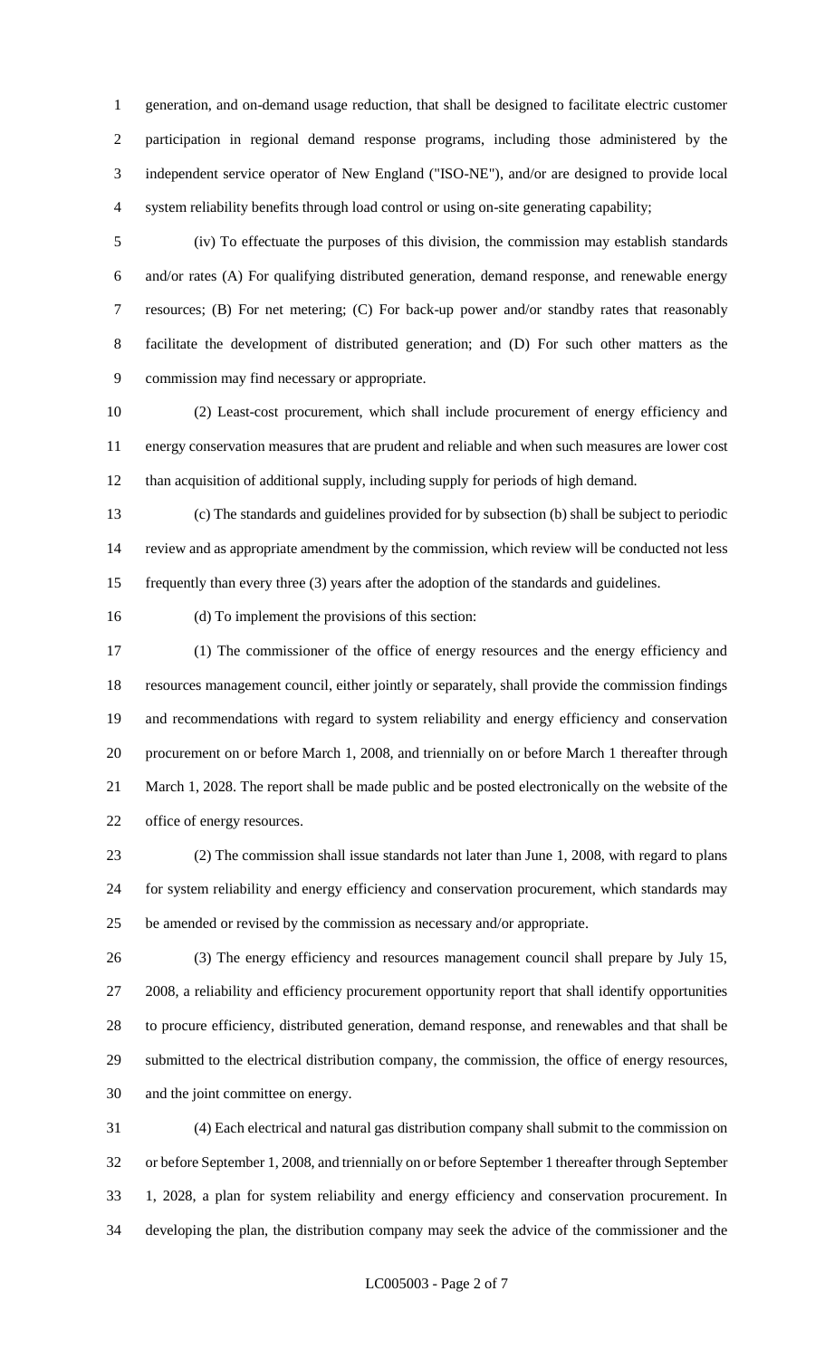generation, and on-demand usage reduction, that shall be designed to facilitate electric customer participation in regional demand response programs, including those administered by the independent service operator of New England ("ISO-NE"), and/or are designed to provide local system reliability benefits through load control or using on-site generating capability;

(iv) To effectuate the purposes of this division, the commission may establish standards and/or rates (A) For qualifying distributed generation, demand response, and renewable energy resources; (B) For net metering; (C) For back-up power and/or standby rates that reasonably facilitate the development of distributed generation; and (D) For such other matters as the commission may find necessary or appropriate.

(2) Least-cost procurement, which shall include procurement of energy efficiency and energy conservation measures that are prudent and reliable and when such measures are lower cost than acquisition of additional supply, including supply for periods of high demand.

(c) The standards and guidelines provided for by subsection (b) shall be subject to periodic review and as appropriate amendment by the commission, which review will be conducted not less frequently than every three (3) years after the adoption of the standards and guidelines.

(d) To implement the provisions of this section:

(1) The commissioner of the office of energy resources and the energy efficiency and resources management council, either jointly or separately, shall provide the commission findings and recommendations with regard to system reliability and energy efficiency and conservation procurement on or before March 1, 2008, and triennially on or before March 1 thereafter through March 1, 2028. The report shall be made public and be posted electronically on the website of the office of energy resources.

(2) The commission shall issue standards not later than June 1, 2008, with regard to plans for system reliability and energy efficiency and conservation procurement, which standards may be amended or revised by the commission as necessary and/or appropriate.

(3) The energy efficiency and resources management council shall prepare by July 15, 2008, a reliability and efficiency procurement opportunity report that shall identify opportunities to procure efficiency, distributed generation, demand response, and renewables and that shall be submitted to the electrical distribution company, the commission, the office of energy resources, and the joint committee on energy.

(4) Each electrical and natural gas distribution company shall submit to the commission on or before September 1, 2008, and triennially on or before September 1 thereafter through September 1, 2028, a plan for system reliability and energy efficiency and conservation procurement. In developing the plan, the distribution company may seek the advice of the commissioner and the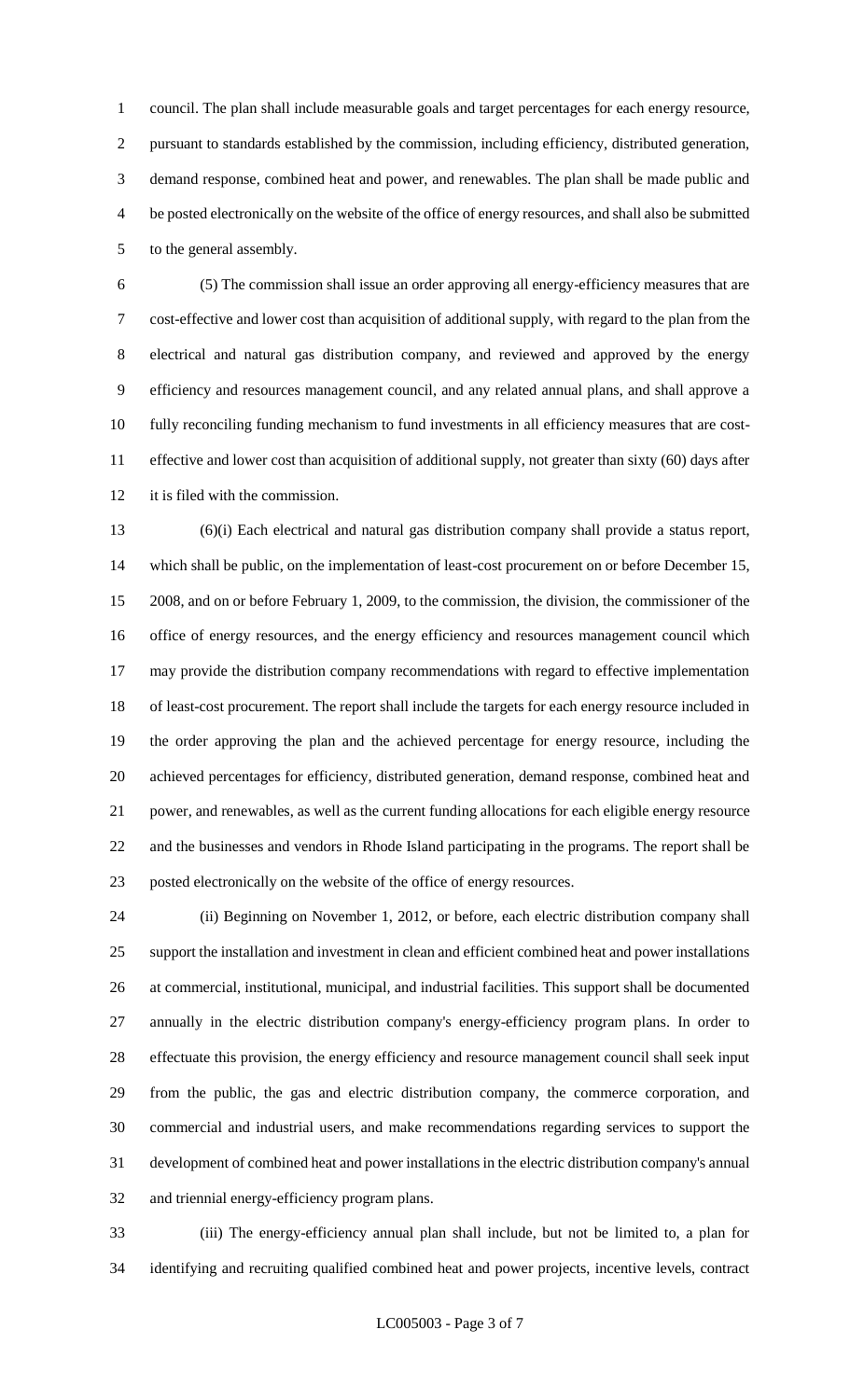council. The plan shall include measurable goals and target percentages for each energy resource, pursuant to standards established by the commission, including efficiency, distributed generation, demand response, combined heat and power, and renewables. The plan shall be made public and be posted electronically on the website of the office of energy resources, and shall also be submitted to the general assembly.

(5) The commission shall issue an order approving all energy-efficiency measures that are cost-effective and lower cost than acquisition of additional supply, with regard to the plan from the electrical and natural gas distribution company, and reviewed and approved by the energy efficiency and resources management council, and any related annual plans, and shall approve a fully reconciling funding mechanism to fund investments in all efficiency measures that are cost-effective and lower cost than acquisition of additional supply, not greater than sixty (60) days after it is filed with the commission.

(6)(i) Each electrical and natural gas distribution company shall provide a status report, which shall be public, on the implementation of least-cost procurement on or before December 15, 2008, and on or before February 1, 2009, to the commission, the division, the commissioner of the office of energy resources, and the energy efficiency and resources management council which may provide the distribution company recommendations with regard to effective implementation of least-cost procurement. The report shall include the targets for each energy resource included in the order approving the plan and the achieved percentage for energy resource, including the achieved percentages for efficiency, distributed generation, demand response, combined heat and power, and renewables, as well as the current funding allocations for each eligible energy resource and the businesses and vendors in Rhode Island participating in the programs. The report shall be posted electronically on the website of the office of energy resources.

(ii) Beginning on November 1, 2012, or before, each electric distribution company shall support the installation and investment in clean and efficient combined heat and power installations at commercial, institutional, municipal, and industrial facilities. This support shall be documented annually in the electric distribution company's energy-efficiency program plans. In order to effectuate this provision, the energy efficiency and resource management council shall seek input from the public, the gas and electric distribution company, the commerce corporation, and commercial and industrial users, and make recommendations regarding services to support the development of combined heat and power installations in the electric distribution company's annual and triennial energy-efficiency program plans.

(iii) The energy-efficiency annual plan shall include, but not be limited to, a plan for identifying and recruiting qualified combined heat and power projects, incentive levels, contract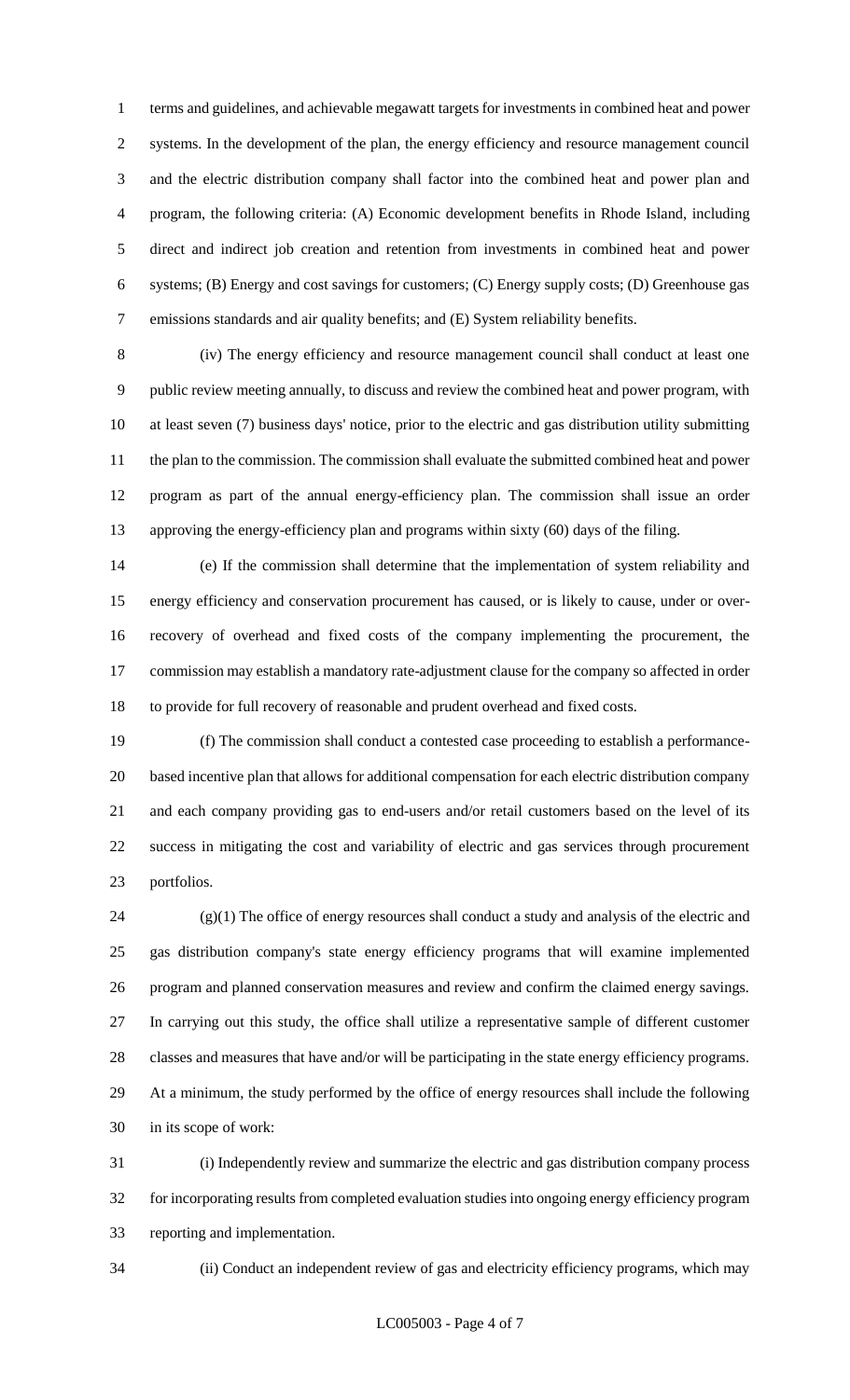terms and guidelines, and achievable megawatt targets for investments in combined heat and power systems. In the development of the plan, the energy efficiency and resource management council and the electric distribution company shall factor into the combined heat and power plan and program, the following criteria: (A) Economic development benefits in Rhode Island, including direct and indirect job creation and retention from investments in combined heat and power systems; (B) Energy and cost savings for customers; (C) Energy supply costs; (D) Greenhouse gas emissions standards and air quality benefits; and (E) System reliability benefits.

(iv) The energy efficiency and resource management council shall conduct at least one public review meeting annually, to discuss and review the combined heat and power program, with at least seven (7) business days' notice, prior to the electric and gas distribution utility submitting the plan to the commission. The commission shall evaluate the submitted combined heat and power program as part of the annual energy-efficiency plan. The commission shall issue an order approving the energy-efficiency plan and programs within sixty (60) days of the filing.

(e) If the commission shall determine that the implementation of system reliability and energy efficiency and conservation procurement has caused, or is likely to cause, under or over-recovery of overhead and fixed costs of the company implementing the procurement, the commission may establish a mandatory rate-adjustment clause for the company so affected in order to provide for full recovery of reasonable and prudent overhead and fixed costs.

(f) The commission shall conduct a contested case proceeding to establish a performance-based incentive plan that allows for additional compensation for each electric distribution company and each company providing gas to end-users and/or retail customers based on the level of its success in mitigating the cost and variability of electric and gas services through procurement portfolios.

(g)(1) The office of energy resources shall conduct a study and analysis of the electric and gas distribution company's state energy efficiency programs that will examine implemented program and planned conservation measures and review and confirm the claimed energy savings. In carrying out this study, the office shall utilize a representative sample of different customer classes and measures that have and/or will be participating in the state energy efficiency programs. At a minimum, the study performed by the office of energy resources shall include the following in its scope of work:

(i) Independently review and summarize the electric and gas distribution company process for incorporating results from completed evaluation studies into ongoing energy efficiency program reporting and implementation.

(ii) Conduct an independent review of gas and electricity efficiency programs, which may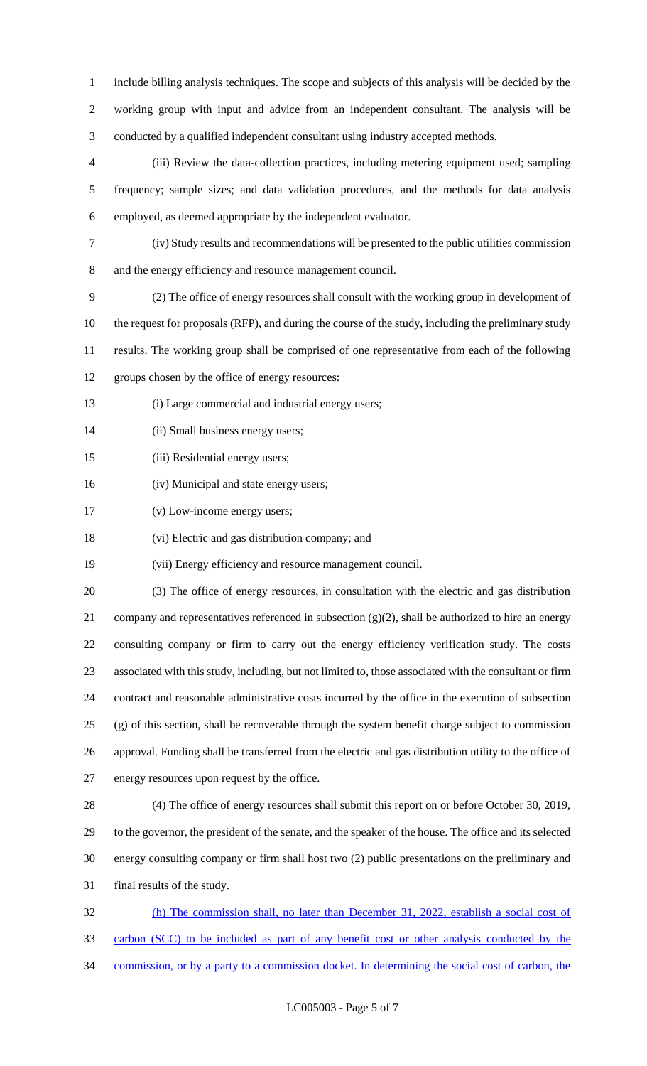include billing analysis techniques. The scope and subjects of this analysis will be decided by the working group with input and advice from an independent consultant. The analysis will be conducted by a qualified independent consultant using industry accepted methods.

(iii) Review the data-collection practices, including metering equipment used; sampling frequency; sample sizes; and data validation procedures, and the methods for data analysis employed, as deemed appropriate by the independent evaluator.

(iv) Study results and recommendations will be presented to the public utilities commission and the energy efficiency and resource management council.

(2) The office of energy resources shall consult with the working group in development of the request for proposals (RFP), and during the course of the study, including the preliminary study results. The working group shall be comprised of one representative from each of the following groups chosen by the office of energy resources:

(i) Large commercial and industrial energy users;

(ii) Small business energy users;

(iii) Residential energy users;

(iv) Municipal and state energy users;

(v) Low-income energy users;

(vi) Electric and gas distribution company; and

(vii) Energy efficiency and resource management council.

(3) The office of energy resources, in consultation with the electric and gas distribution company and representatives referenced in subsection (g)(2), shall be authorized to hire an energy consulting company or firm to carry out the energy efficiency verification study. The costs associated with this study, including, but not limited to, those associated with the consultant or firm contract and reasonable administrative costs incurred by the office in the execution of subsection (g) of this section, shall be recoverable through the system benefit charge subject to commission approval. Funding shall be transferred from the electric and gas distribution utility to the office of energy resources upon request by the office.

(4) The office of energy resources shall submit this report on or before October 30, 2019, to the governor, the president of the senate, and the speaker of the house. The office and its selected energy consulting company or firm shall host two (2) public presentations on the preliminary and final results of the study.

(h) The commission shall, no later than December 31, 2022, establish a social cost of carbon (SCC) to be included as part of any benefit cost or other analysis conducted by the commission, or by a party to a commission docket. In determining the social cost of carbon, the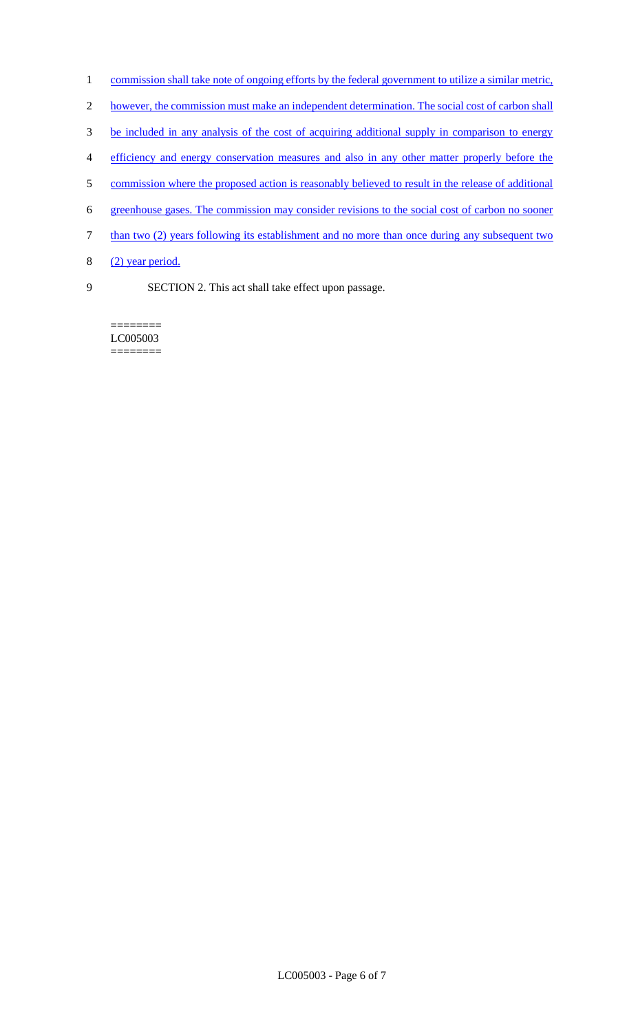commission shall take note of ongoing efforts by the federal government to utilize a similar metric, however, the commission must make an independent determination. The social cost of carbon shall be included in any analysis of the cost of acquiring additional supply in comparison to energy efficiency and energy conservation measures and also in any other matter properly before the commission where the proposed action is reasonably believed to result in the release of additional greenhouse gases. The commission may consider revisions to the social cost of carbon no sooner than two (2) years following its establishment and no more than once during any subsequent two (2) year period.

SECTION 2. This act shall take effect upon passage.

========
LC005003
========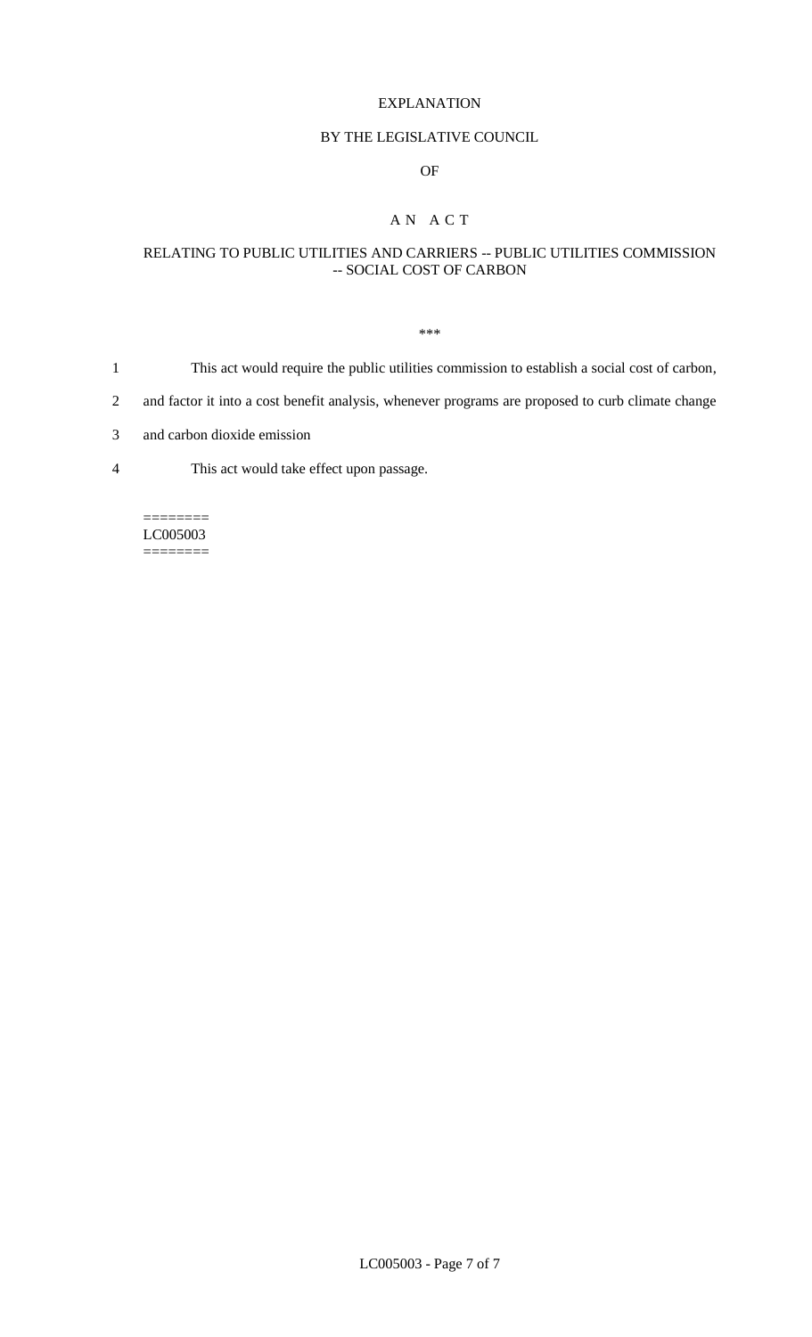EXPLANATION

BY THE LEGISLATIVE COUNCIL

OF

A N A C T

RELATING TO PUBLIC UTILITIES AND CARRIERS -- PUBLIC UTILITIES COMMISSION -- SOCIAL COST OF CARBON

\*\*\*

1 This act would require the public utilities commission to establish a social cost of carbon,

2 and factor it into a cost benefit analysis, whenever programs are proposed to curb climate change

3 and carbon dioxide emission

4 This act would take effect upon passage.

========
LC005003
========